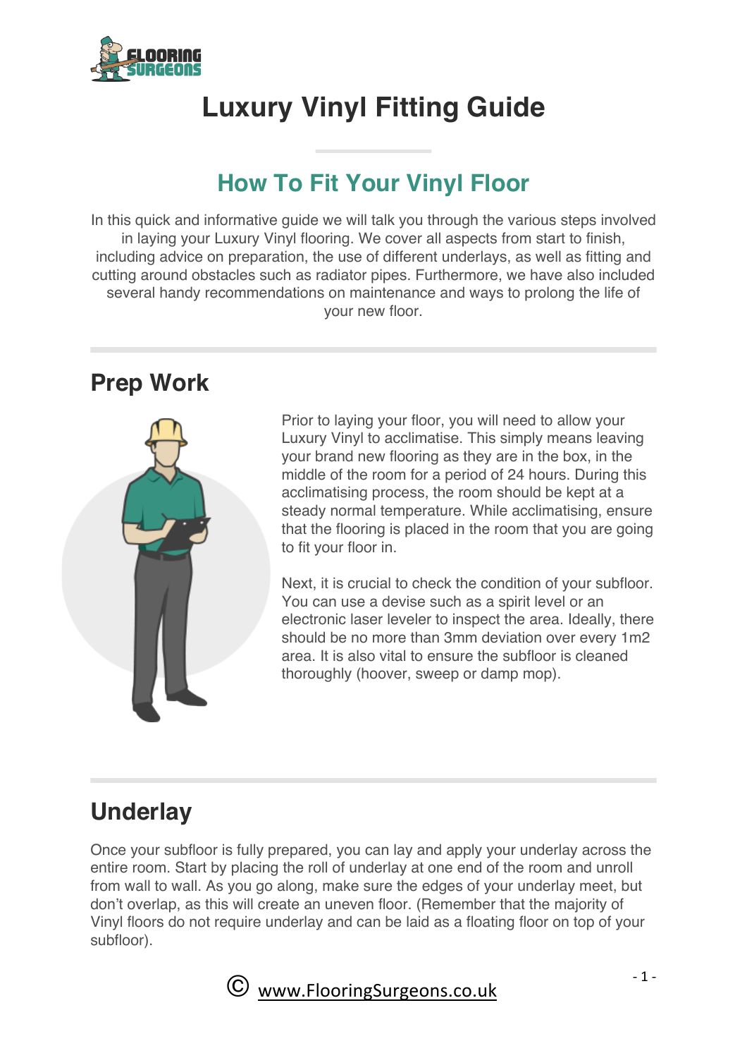# Luxury Vinyl Fitting Guide

## How To Fit Your Vinyl Floor

In this quick and informative guide we will talk you through the various steps involved in laying your Luxury Vinyl flooring. We cover all aspects from start to finish, including advice on preparation, the use of different underlays, as well as fitting and cutting around obstacles such as radiator pipes. Furthermore, we have also included several handy recommendations on maintenance and ways to prolong the life of your new floor.

## Prep Work

Prior to laying your floor, you will need to allow your Luxury Vinyl to acclimatise. This simply means leaving your brand new flooring as they are in the box, in the middle of the room for a period of 24 hours. During this acclimatising process, the room should be kept at a steady normal temperature. While acclimatising, ensure that the flooring is placed in the room that you are going to fit your floor in.

Next, it is crucial to check the condition of your subfloor. You can use a devise such as a spirit level or an electronic laser leveler to inspect the area. Ideally, there should be no more than 3mm deviation over every 1m2 area. It is also vital to ensure the subfloor is cleaned thoroughly (hoover, sweep or damp mop).

## Underlay

Once your subfloor is fully prepared, you can lay and apply your underlay across the entire room. Start by placing the roll of underlay at one end of the room and unroll from wall to wall. As you go along, make sure the edges of your underlay meet, but don't overlap, as this will create an uneven floor. (Remember that the majority of Vinyl floors do not require underlay and can be laid as a floating floor on top of your subfloor).

© www.FlooringSurgeons.co.uk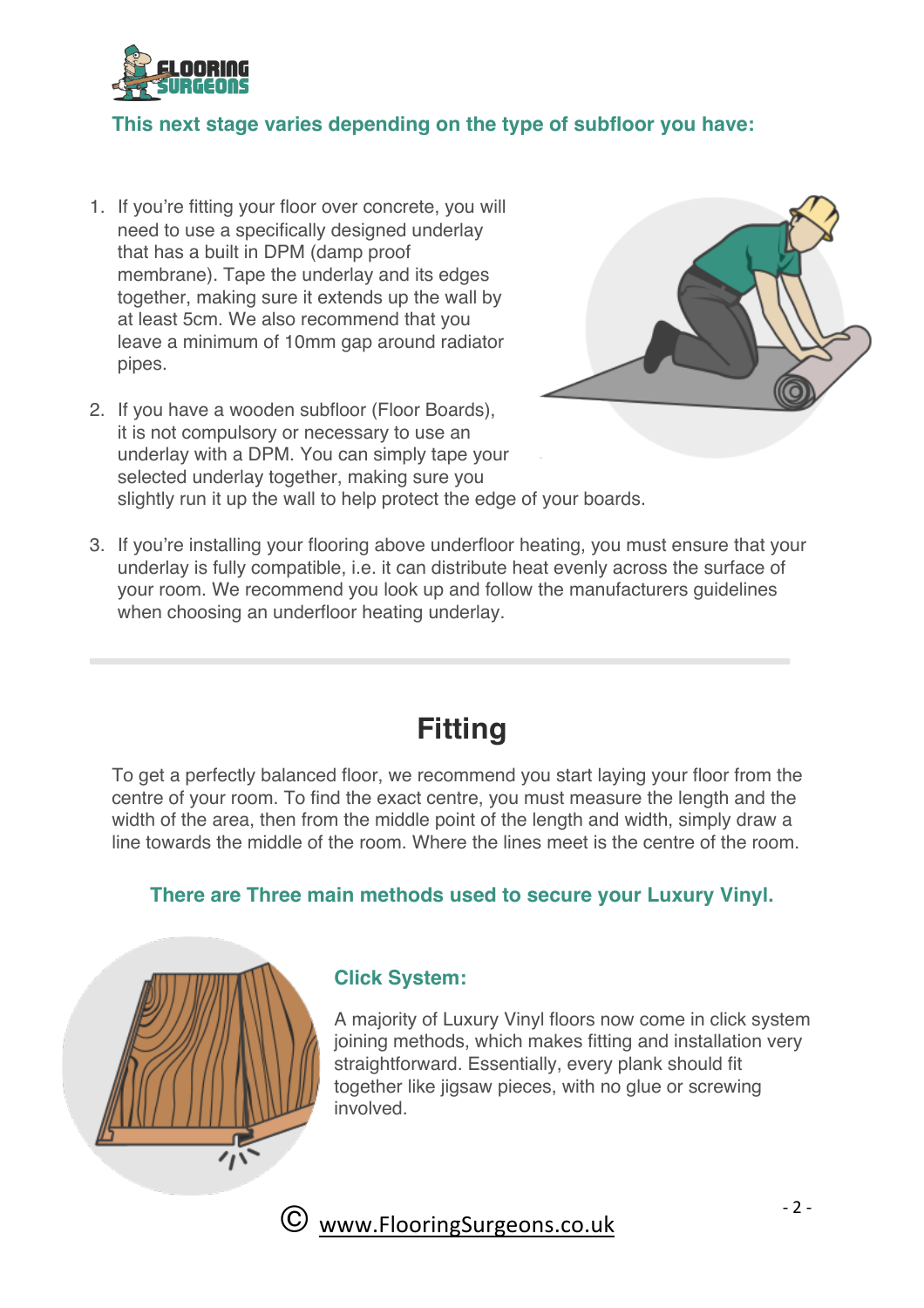**This next stage varies depending on the type of subfloor you have:**

1. If you're fitting your floor over concrete, you will need to use a specifically designed underlay that has a built in DPM (damp proof membrane). Tape the underlay and its edges together, making sure it extends up the wall by at least 5cm. We also recommend that you leave a minimum of 10mm gap around radiator pipes.
2. If you have a wooden subfloor (Floor Boards), it is not compulsory or necessary to use an underlay with a DPM. You can simply tape your selected underlay together, making sure you slightly run it up the wall to help protect the edge of your boards.
3. If you're installing your flooring above underfloor heating, you must ensure that your underlay is fully compatible, i.e. it can distribute heat evenly across the surface of your room. We recommend you look up and follow the manufacturers guidelines when choosing an underfloor heating underlay.

---

# Fitting

To get a perfectly balanced floor, we recommend you start laying your floor from the centre of your room. To find the exact centre, you must measure the length and the width of the area, then from the middle point of the length and width, simply draw a line towards the middle of the room. Where the lines meet is the centre of the room.

**There are Three main methods used to secure your Luxury Vinyl.**

### Click System:

A majority of Luxury Vinyl floors now come in click system joining methods, which makes fitting and installation very straightforward. Essentially, every plank should fit together like jigsaw pieces, with no glue or screwing involved.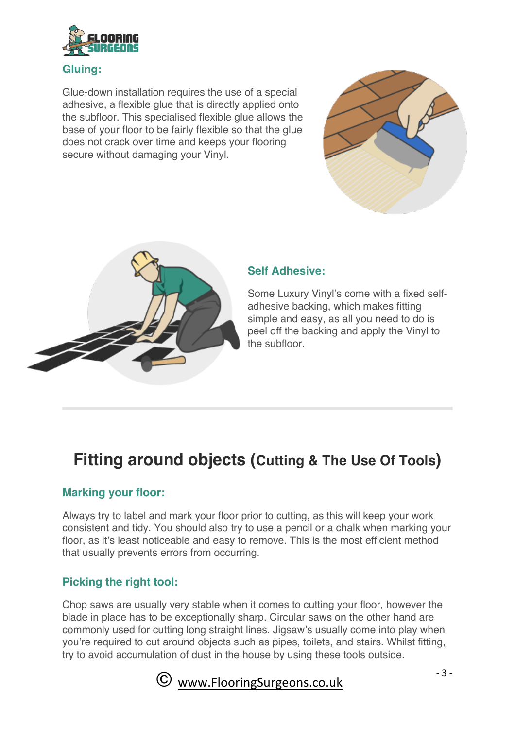### Gluing:

Glue-down installation requires the use of a special adhesive, a flexible glue that is directly applied onto the subfloor. This specialised flexible glue allows the base of your floor to be fairly flexible so that the glue does not crack over time and keeps your flooring secure without damaging your Vinyl.

### Self Adhesive:

Some Luxury Vinyl's come with a fixed self-adhesive backing, which makes fitting simple and easy, as all you need to do is peel off the backing and apply the Vinyl to the subfloor.

---

## Fitting around objects (Cutting & The Use Of Tools)

### Marking your floor:

Always try to label and mark your floor prior to cutting, as this will keep your work consistent and tidy. You should also try to use a pencil or a chalk when marking your floor, as it's least noticeable and easy to remove. This is the most efficient method that usually prevents errors from occurring.

### Picking the right tool:

Chop saws are usually very stable when it comes to cutting your floor, however the blade in place has to be exceptionally sharp. Circular saws on the other hand are commonly used for cutting long straight lines. Jigsaw's usually come into play when you're required to cut around objects such as pipes, toilets, and stairs. Whilst fitting, try to avoid accumulation of dust in the house by using these tools outside.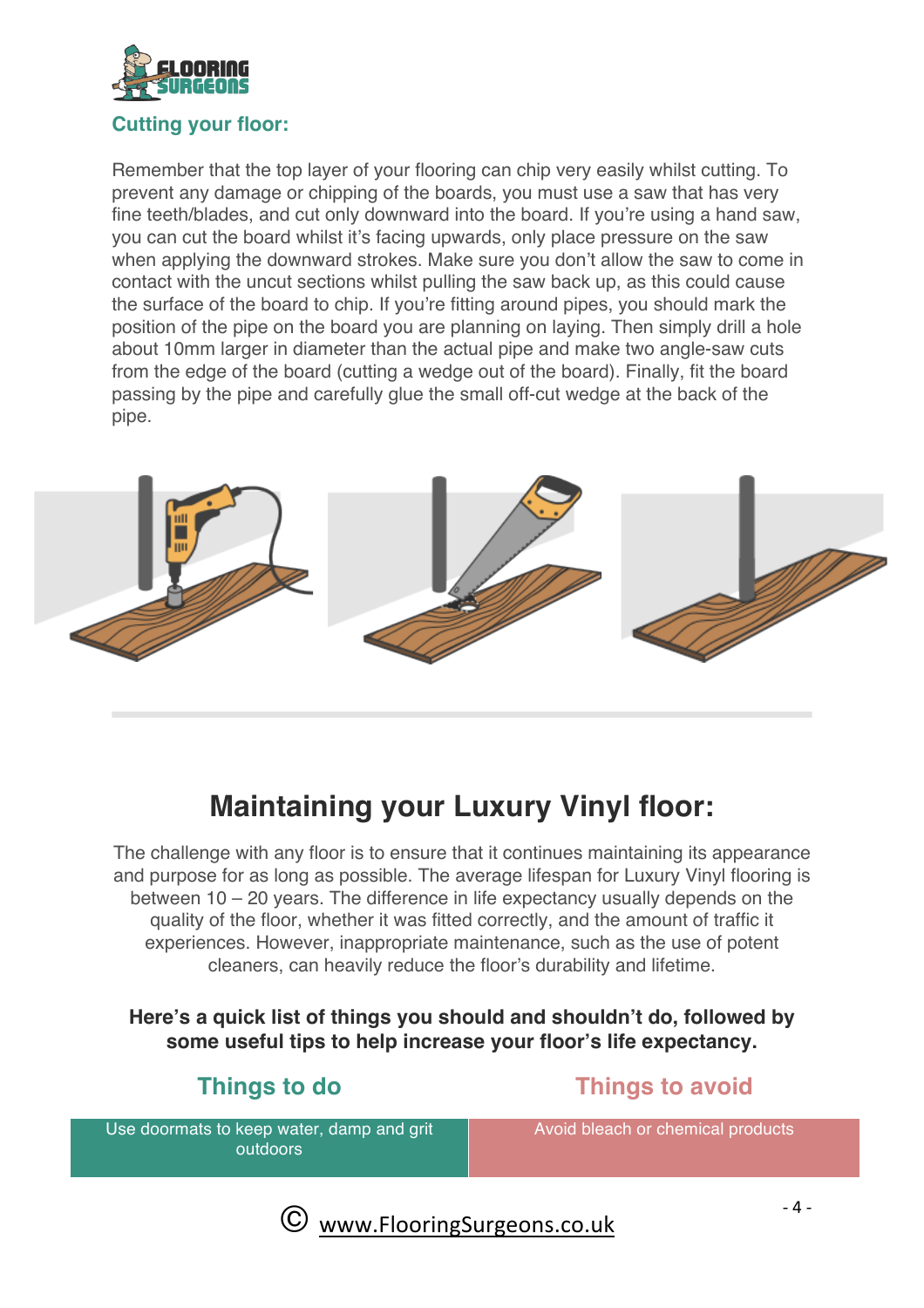## Cutting your floor:

Remember that the top layer of your flooring can chip very easily whilst cutting. To prevent any damage or chipping of the boards, you must use a saw that has very fine teeth/blades, and cut only downward into the board. If you're using a hand saw, you can cut the board whilst it's facing upwards, only place pressure on the saw when applying the downward strokes. Make sure you don't allow the saw to come in contact with the uncut sections whilst pulling the saw back up, as this could cause the surface of the board to chip. If you're fitting around pipes, you should mark the position of the pipe on the board you are planning on laying. Then simply drill a hole about 10mm larger in diameter than the actual pipe and make two angle-saw cuts from the edge of the board (cutting a wedge out of the board). Finally, fit the board passing by the pipe and carefully glue the small off-cut wedge at the back of the pipe.

# Maintaining your Luxury Vinyl floor:

The challenge with any floor is to ensure that it continues maintaining its appearance and purpose for as long as possible. The average lifespan for Luxury Vinyl flooring is between 10 – 20 years. The difference in life expectancy usually depends on the quality of the floor, whether it was fitted correctly, and the amount of traffic it experiences. However, inappropriate maintenance, such as the use of potent cleaners, can heavily reduce the floor's durability and lifetime.

**Here's a quick list of things you should and shouldn't do, followed by some useful tips to help increase your floor's life expectancy.**

| Things to do | Things to avoid |
| --- | --- |
| Use doormats to keep water, damp and grit outdoors | Avoid bleach or chemical products |

© www.FlooringSurgeons.co.uk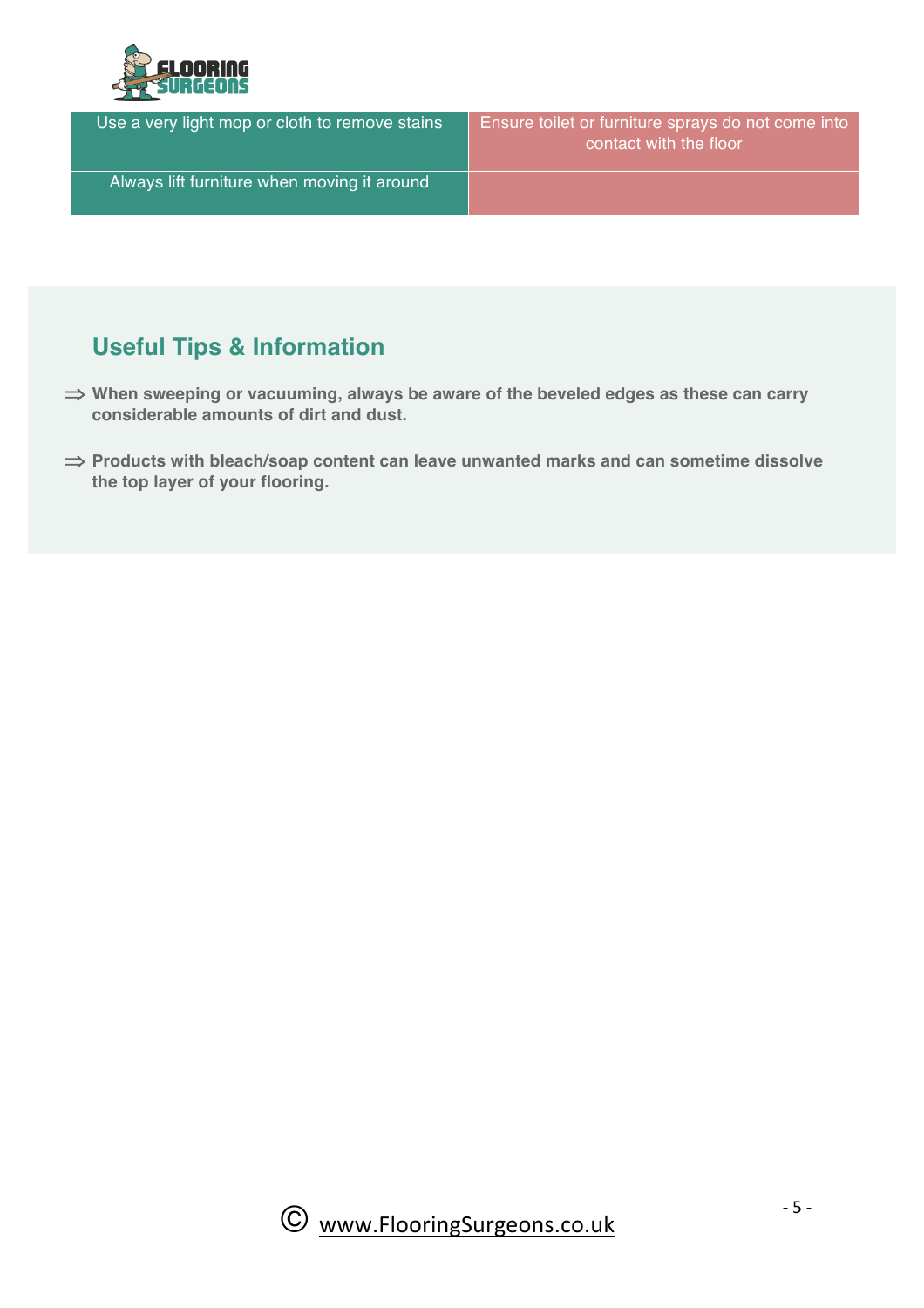| | |
|---|---|
| Use a very light mop or cloth to remove stains | Ensure toilet or furniture sprays do not come into contact with the floor |
| Always lift furniture when moving it around | |

## Useful Tips & Information

⇒ **When sweeping or vacuuming, always be aware of the beveled edges as these can carry considerable amounts of dirt and dust.**

⇒ **Products with bleach/soap content can leave unwanted marks and can sometime dissolve the top layer of your flooring.**

© www.FlooringSurgeons.co.uk